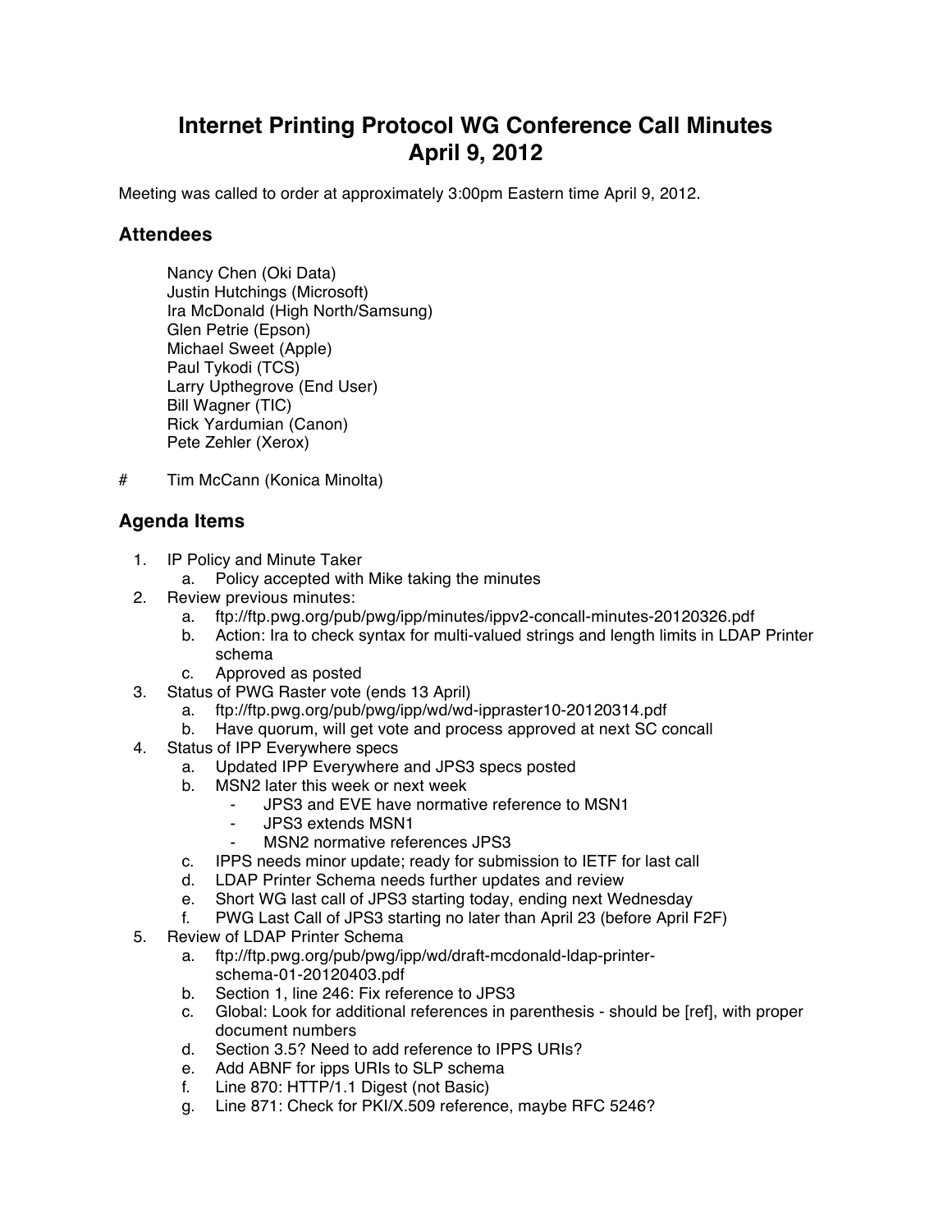# Internet Printing Protocol WG Conference Call Minutes
# April 9, 2012

Meeting was called to order at approximately 3:00pm Eastern time April 9, 2012.

## Attendees

Nancy Chen (Oki Data)  
Justin Hutchings (Microsoft)  
Ira McDonald (High North/Samsung)  
Glen Petrie (Epson)  
Michael Sweet (Apple)  
Paul Tykodi (TCS)  
Larry Upthegrove (End User)  
Bill Wagner (TIC)  
Rick Yardumian (Canon)  
Pete Zehler (Xerox)

\# Tim McCann (Konica Minolta)

## Agenda Items

1. IP Policy and Minute Taker
   a. Policy accepted with Mike taking the minutes
2. Review previous minutes:
   a. ftp://ftp.pwg.org/pub/pwg/ipp/minutes/ippv2-concall-minutes-20120326.pdf
   b. Action: Ira to check syntax for multi-valued strings and length limits in LDAP Printer schema
   c. Approved as posted
3. Status of PWG Raster vote (ends 13 April)
   a. ftp://ftp.pwg.org/pub/pwg/ipp/wd/wd-ippraster10-20120314.pdf
   b. Have quorum, will get vote and process approved at next SC concall
4. Status of IPP Everywhere specs
   a. Updated IPP Everywhere and JPS3 specs posted
   b. MSN2 later this week or next week
      - JPS3 and EVE have normative reference to MSN1
      - JPS3 extends MSN1
      - MSN2 normative references JPS3
   c. IPPS needs minor update; ready for submission to IETF for last call
   d. LDAP Printer Schema needs further updates and review
   e. Short WG last call of JPS3 starting today, ending next Wednesday
   f. PWG Last Call of JPS3 starting no later than April 23 (before April F2F)
5. Review of LDAP Printer Schema
   a. ftp://ftp.pwg.org/pub/pwg/ipp/wd/draft-mcdonald-ldap-printer-schema-01-20120403.pdf
   b. Section 1, line 246: Fix reference to JPS3
   c. Global: Look for additional references in parenthesis - should be [ref], with proper document numbers
   d. Section 3.5? Need to add reference to IPPS URIs?
   e. Add ABNF for ipps URIs to SLP schema
   f. Line 870: HTTP/1.1 Digest (not Basic)
   g. Line 871: Check for PKI/X.509 reference, maybe RFC 5246?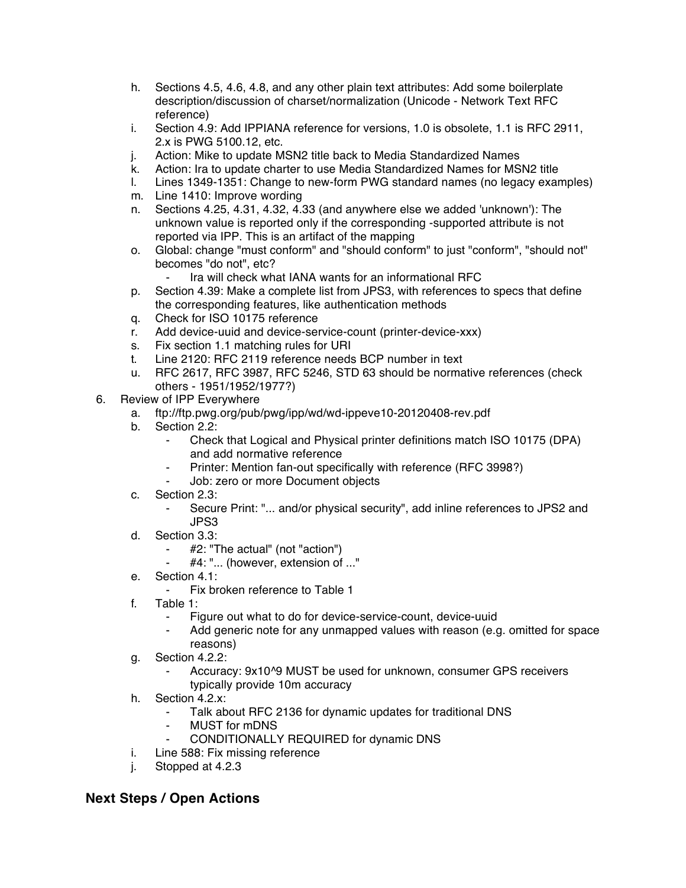h. Sections 4.5, 4.6, 4.8, and any other plain text attributes: Add some boilerplate description/discussion of charset/normalization (Unicode - Network Text RFC reference)
   i. Section 4.9: Add IPPIANA reference for versions, 1.0 is obsolete, 1.1 is RFC 2911, 2.x is PWG 5100.12, etc.
   j. Action: Mike to update MSN2 title back to Media Standardized Names
   k. Action: Ira to update charter to use Media Standardized Names for MSN2 title
   l. Lines 1349-1351: Change to new-form PWG standard names (no legacy examples)
   m. Line 1410: Improve wording
   n. Sections 4.25, 4.31, 4.32, 4.33 (and anywhere else we added 'unknown'): The unknown value is reported only if the corresponding -supported attribute is not reported via IPP. This is an artifact of the mapping
   o. Global: change "must conform" and "should conform" to just "conform", "should not" becomes "do not", etc?
      - Ira will check what IANA wants for an informational RFC
   p. Section 4.39: Make a complete list from JPS3, with references to specs that define the corresponding features, like authentication methods
   q. Check for ISO 10175 reference
   r. Add device-uuid and device-service-count (printer-device-xxx)
   s. Fix section 1.1 matching rules for URI
   t. Line 2120: RFC 2119 reference needs BCP number in text
   u. RFC 2617, RFC 3987, RFC 5246, STD 63 should be normative references (check others - 1951/1952/1977?)
6. Review of IPP Everywhere
   a. ftp://ftp.pwg.org/pub/pwg/ipp/wd/wd-ippeve10-20120408-rev.pdf
   b. Section 2.2:
      - Check that Logical and Physical printer definitions match ISO 10175 (DPA) and add normative reference
      - Printer: Mention fan-out specifically with reference (RFC 3998?)
      - Job: zero or more Document objects
   c. Section 2.3:
      - Secure Print: "... and/or physical security", add inline references to JPS2 and JPS3
   d. Section 3.3:
      - #2: "The actual" (not "action")
      - #4: "... (however, extension of ..."
   e. Section 4.1:
      - Fix broken reference to Table 1
   f. Table 1:
      - Figure out what to do for device-service-count, device-uuid
      - Add generic note for any unmapped values with reason (e.g. omitted for space reasons)
   g. Section 4.2.2:
      - Accuracy: 9x10^9 MUST be used for unknown, consumer GPS receivers typically provide 10m accuracy
   h. Section 4.2.x:
      - Talk about RFC 2136 for dynamic updates for traditional DNS
      - MUST for mDNS
      - CONDITIONALLY REQUIRED for dynamic DNS
   i. Line 588: Fix missing reference
   j. Stopped at 4.2.3

## Next Steps / Open Actions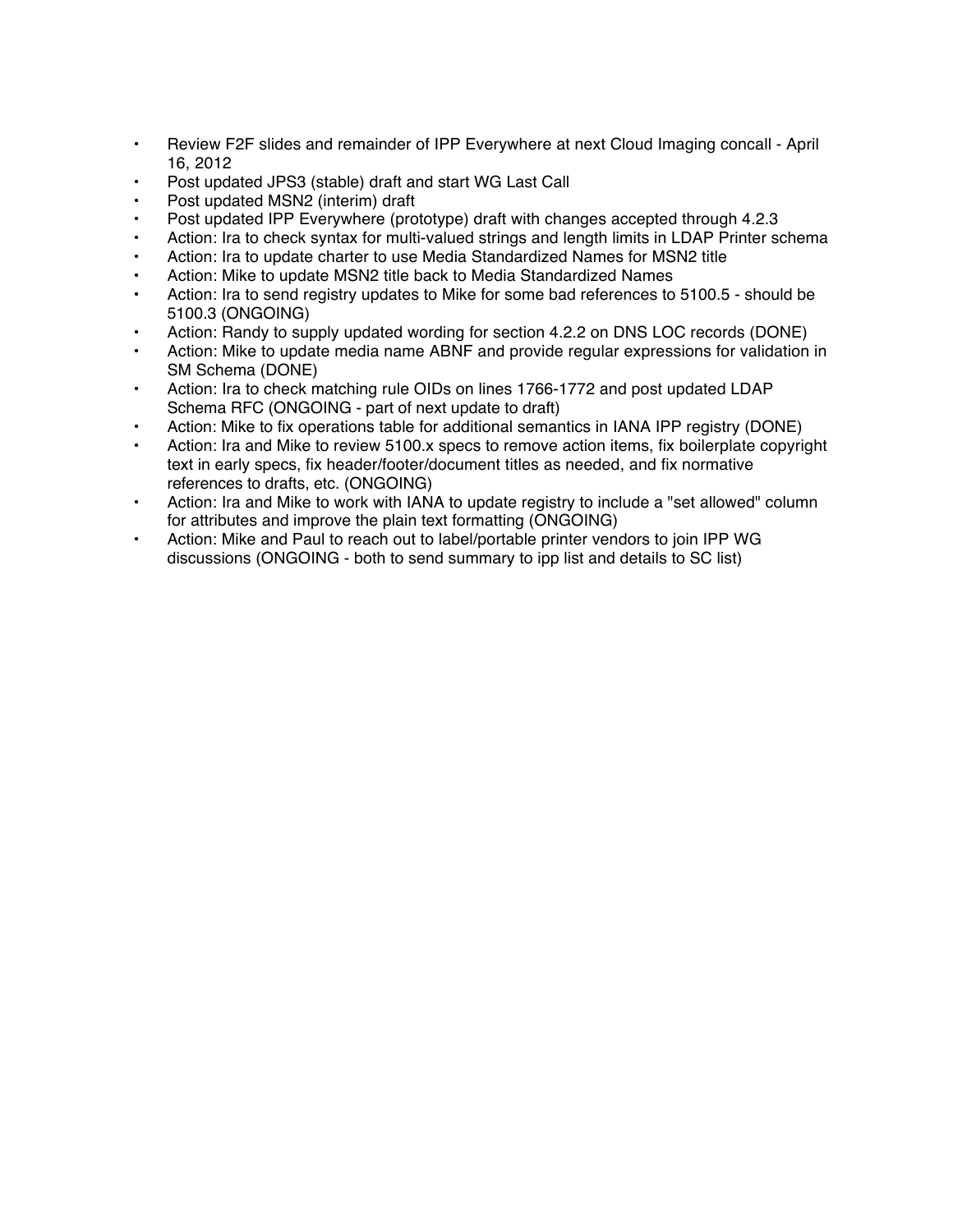- Review F2F slides and remainder of IPP Everywhere at next Cloud Imaging concall - April 16, 2012
- Post updated JPS3 (stable) draft and start WG Last Call
- Post updated MSN2 (interim) draft
- Post updated IPP Everywhere (prototype) draft with changes accepted through 4.2.3
- Action: Ira to check syntax for multi-valued strings and length limits in LDAP Printer schema
- Action: Ira to update charter to use Media Standardized Names for MSN2 title
- Action: Mike to update MSN2 title back to Media Standardized Names
- Action: Ira to send registry updates to Mike for some bad references to 5100.5 - should be 5100.3 (ONGOING)
- Action: Randy to supply updated wording for section 4.2.2 on DNS LOC records (DONE)
- Action: Mike to update media name ABNF and provide regular expressions for validation in SM Schema (DONE)
- Action: Ira to check matching rule OIDs on lines 1766-1772 and post updated LDAP Schema RFC (ONGOING - part of next update to draft)
- Action: Mike to fix operations table for additional semantics in IANA IPP registry (DONE)
- Action: Ira and Mike to review 5100.x specs to remove action items, fix boilerplate copyright text in early specs, fix header/footer/document titles as needed, and fix normative references to drafts, etc. (ONGOING)
- Action: Ira and Mike to work with IANA to update registry to include a "set allowed" column for attributes and improve the plain text formatting (ONGOING)
- Action: Mike and Paul to reach out to label/portable printer vendors to join IPP WG discussions (ONGOING - both to send summary to ipp list and details to SC list)